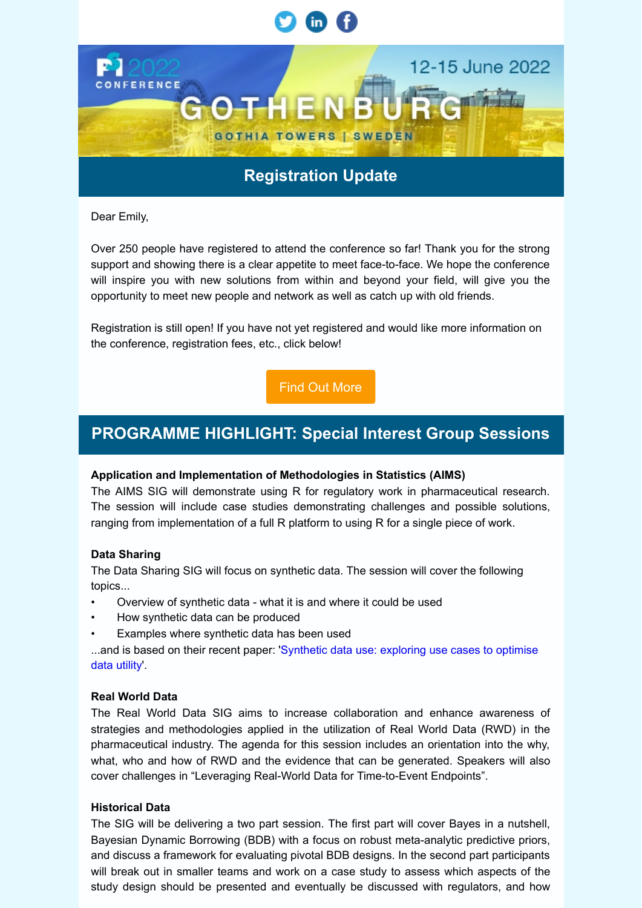PSI 2022 CONFERENCE

12-15 June 2022

GOTHENBURG

GOTHIA TOWERS | SWEDEN

## Registration Update

Dear Emily,

Over 250 people have registered to attend the conference so far! Thank you for the strong support and showing there is a clear appetite to meet face-to-face. We hope the conference will inspire you with new solutions from within and beyond your field, will give you the opportunity to meet new people and network as well as catch up with old friends.

Registration is still open! If you have not yet registered and would like more information on the conference, registration fees, etc., click below!

Find Out More

## PROGRAMME HIGHLIGHT: Special Interest Group Sessions

**Application and Implementation of Methodologies in Statistics (AIMS)**
The AIMS SIG will demonstrate using R for regulatory work in pharmaceutical research. The session will include case studies demonstrating challenges and possible solutions, ranging from implementation of a full R platform to using R for a single piece of work.

**Data Sharing**
The Data Sharing SIG will focus on synthetic data. The session will cover the following topics...

- Overview of synthetic data - what it is and where it could be used
- How synthetic data can be produced
- Examples where synthetic data has been used

...and is based on their recent paper: 'Synthetic data use: exploring use cases to optimise data utility'.

**Real World Data**
The Real World Data SIG aims to increase collaboration and enhance awareness of strategies and methodologies applied in the utilization of Real World Data (RWD) in the pharmaceutical industry. The agenda for this session includes an orientation into the why, what, who and how of RWD and the evidence that can be generated. Speakers will also cover challenges in "Leveraging Real-World Data for Time-to-Event Endpoints".

**Historical Data**
The SIG will be delivering a two part session. The first part will cover Bayes in a nutshell, Bayesian Dynamic Borrowing (BDB) with a focus on robust meta-analytic predictive priors, and discuss a framework for evaluating pivotal BDB designs. In the second part participants will break out in smaller teams and work on a case study to assess which aspects of the study design should be presented and eventually be discussed with regulators, and how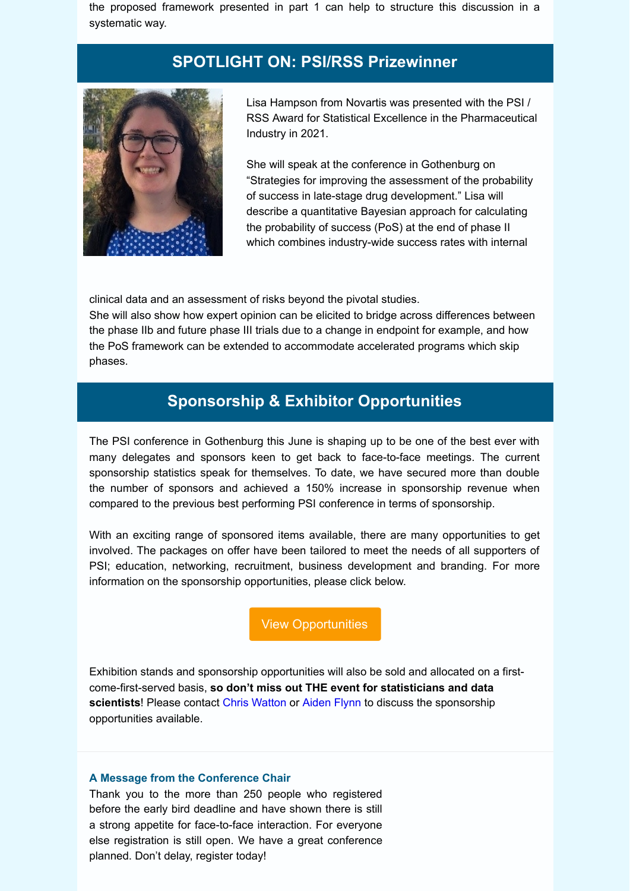the proposed framework presented in part 1 can help to structure this discussion in a systematic way.

## SPOTLIGHT ON: PSI/RSS Prizewinner

Lisa Hampson from Novartis was presented with the PSI / RSS Award for Statistical Excellence in the Pharmaceutical Industry in 2021.

She will speak at the conference in Gothenburg on "Strategies for improving the assessment of the probability of success in late-stage drug development." Lisa will describe a quantitative Bayesian approach for calculating the probability of success (PoS) at the end of phase II which combines industry-wide success rates with internal clinical data and an assessment of risks beyond the pivotal studies.

She will also show how expert opinion can be elicited to bridge across differences between the phase IIb and future phase III trials due to a change in endpoint for example, and how the PoS framework can be extended to accommodate accelerated programs which skip phases.

## Sponsorship & Exhibitor Opportunities

The PSI conference in Gothenburg this June is shaping up to be one of the best ever with many delegates and sponsors keen to get back to face-to-face meetings. The current sponsorship statistics speak for themselves. To date, we have secured more than double the number of sponsors and achieved a 150% increase in sponsorship revenue when compared to the previous best performing PSI conference in terms of sponsorship.

With an exciting range of sponsored items available, there are many opportunities to get involved. The packages on offer have been tailored to meet the needs of all supporters of PSI; education, networking, recruitment, business development and branding. For more information on the sponsorship opportunities, please click below.

View Opportunities

Exhibition stands and sponsorship opportunities will also be sold and allocated on a first-come-first-served basis, **so don't miss out THE event for statisticians and data scientists**! Please contact Chris Watton or Aiden Flynn to discuss the sponsorship opportunities available.

### A Message from the Conference Chair

Thank you to the more than 250 people who registered before the early bird deadline and have shown there is still a strong appetite for face-to-face interaction. For everyone else registration is still open. We have a great conference planned. Don't delay, register today!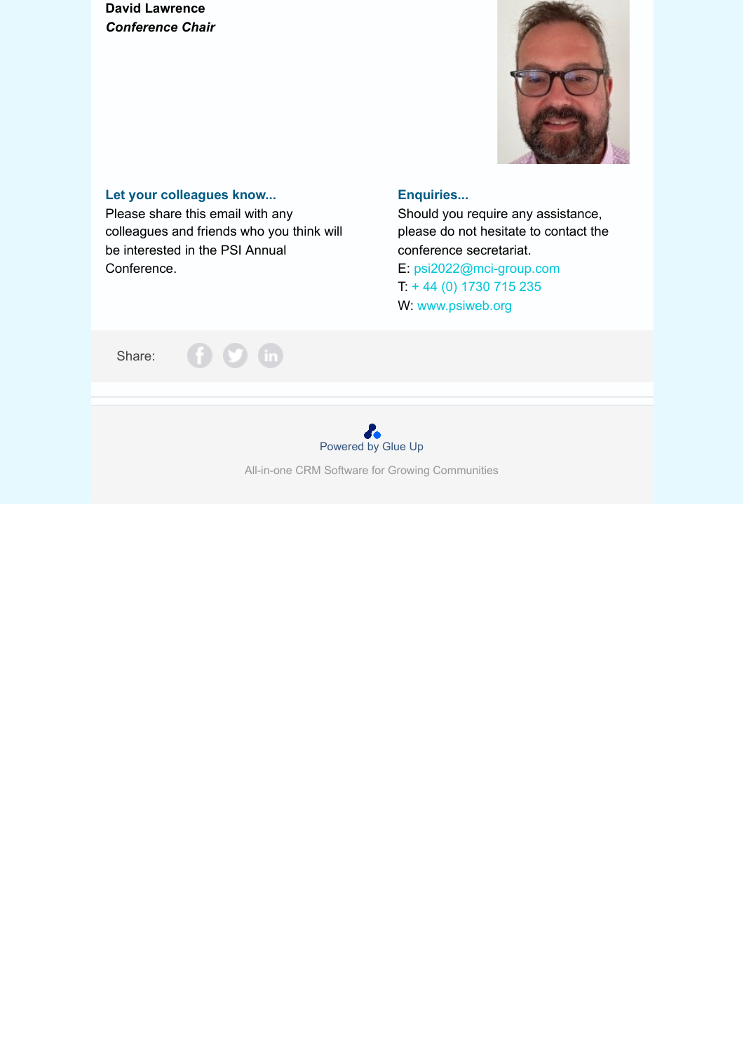**David Lawrence**
***Conference Chair***

### Let your colleagues know...

Please share this email with any colleagues and friends who you think will be interested in the PSI Annual Conference.

### Enquiries...

Should you require any assistance, please do not hesitate to contact the conference secretariat.

E: psi2022@mci-group.com
T: + 44 (0) 1730 715 235
W: www.psiweb.org

Share:

Powered by Glue Up

All-in-one CRM Software for Growing Communities